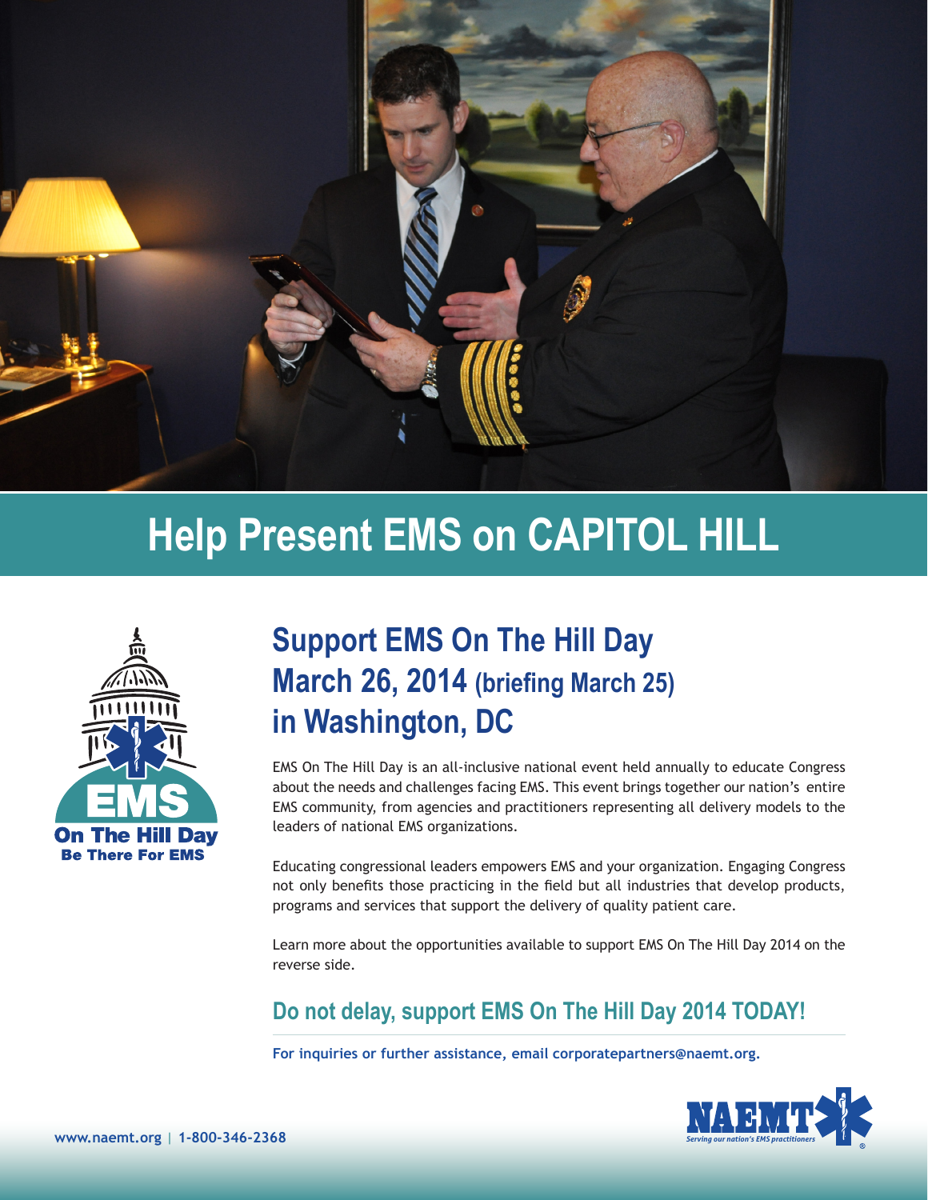# Help Present EMS on CAPITOL HILL

EMS On The Hill Day
Be There For EMS

## Support EMS On The Hill Day March 26, 2014 (briefing March 25) in Washington, DC

EMS On The Hill Day is an all-inclusive national event held annually to educate Congress about the needs and challenges facing EMS. This event brings together our nation's entire EMS community, from agencies and practitioners representing all delivery models to the leaders of national EMS organizations.

Educating congressional leaders empowers EMS and your organization. Engaging Congress not only benefits those practicing in the field but all industries that develop products, programs and services that support the delivery of quality patient care.

Learn more about the opportunities available to support EMS On The Hill Day 2014 on the reverse side.

### Do not delay, support EMS On The Hill Day 2014 TODAY!

**For inquiries or further assistance, email corporatepartners@naemt.org.**

NAEMT
*Serving our nation's EMS practitioners*

www.naemt.org | 1-800-346-2368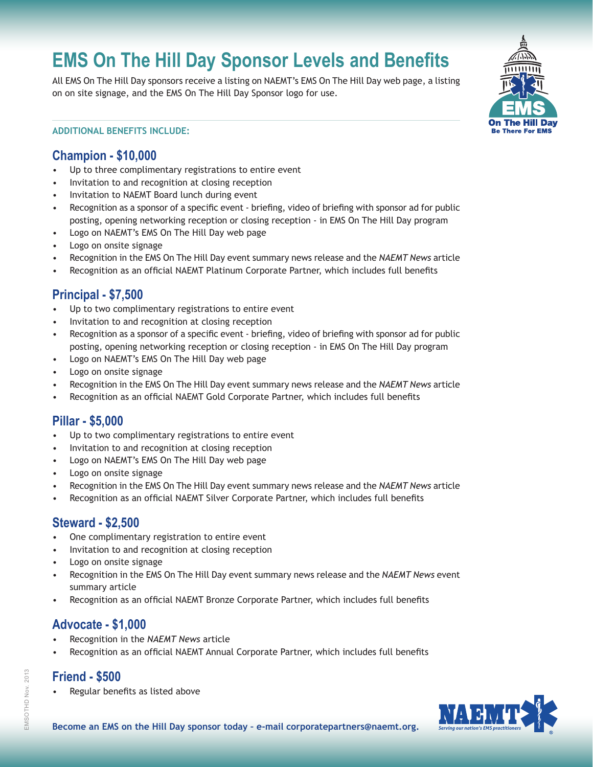# EMS On The Hill Day Sponsor Levels and Benefits

All EMS On The Hill Day sponsors receive a listing on NAEMT's EMS On The Hill Day web page, a listing on on site signage, and the EMS On The Hill Day Sponsor logo for use.

**ADDITIONAL BENEFITS INCLUDE:**

## Champion - $10,000

- Up to three complimentary registrations to entire event
- Invitation to and recognition at closing reception
- Invitation to NAEMT Board lunch during event
- Recognition as a sponsor of a specific event - briefing, video of briefing with sponsor ad for public posting, opening networking reception or closing reception - in EMS On The Hill Day program
- Logo on NAEMT's EMS On The Hill Day web page
- Logo on onsite signage
- Recognition in the EMS On The Hill Day event summary news release and the *NAEMT News* article
- Recognition as an official NAEMT Platinum Corporate Partner, which includes full benefits

## Principal - $7,500

- Up to two complimentary registrations to entire event
- Invitation to and recognition at closing reception
- Recognition as a sponsor of a specific event - briefing, video of briefing with sponsor ad for public posting, opening networking reception or closing reception - in EMS On The Hill Day program
- Logo on NAEMT's EMS On The Hill Day web page
- Logo on onsite signage
- Recognition in the EMS On The Hill Day event summary news release and the *NAEMT News* article
- Recognition as an official NAEMT Gold Corporate Partner, which includes full benefits

## Pillar - $5,000

- Up to two complimentary registrations to entire event
- Invitation to and recognition at closing reception
- Logo on NAEMT's EMS On The Hill Day web page
- Logo on onsite signage
- Recognition in the EMS On The Hill Day event summary news release and the *NAEMT News* article
- Recognition as an official NAEMT Silver Corporate Partner, which includes full benefits

## Steward - $2,500

- One complimentary registration to entire event
- Invitation to and recognition at closing reception
- Logo on onsite signage
- Recognition in the EMS On The Hill Day event summary news release and the *NAEMT News* event summary article
- Recognition as an official NAEMT Bronze Corporate Partner, which includes full benefits

## Advocate - $1,000

- Recognition in the *NAEMT News* article
- Recognition as an official NAEMT Annual Corporate Partner, which includes full benefits

## Friend - $500

- Regular benefits as listed above

**Become an EMS on the Hill Day sponsor today – e-mail corporatepartners@naemt.org.**